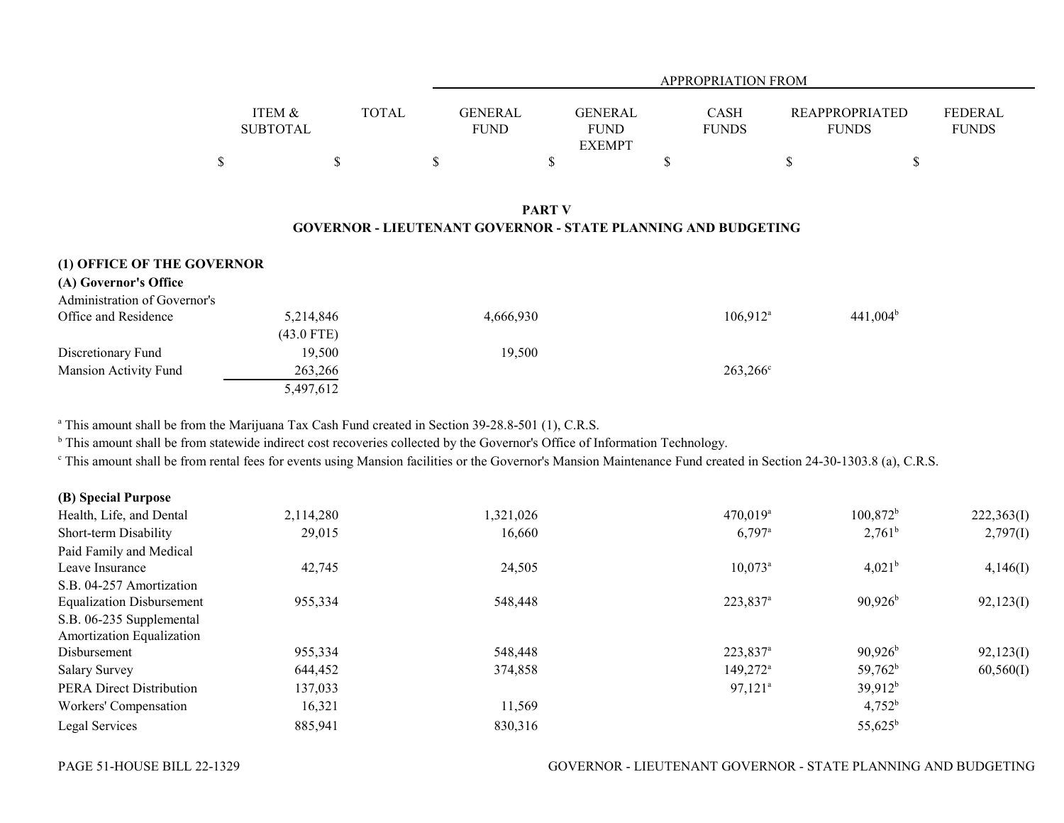| | ITEM & SUBTOTAL | TOTAL | APPROPRIATION FROM GENERAL FUND | GENERAL FUND EXEMPT | CASH FUNDS | REAPPROPRIATED FUNDS | FEDERAL FUNDS |
|---|---|---|---|---|---|---|---|
| | $ | $ | $ | $ | $ | $ | $ |

## PART V
## GOVERNOR - LIEUTENANT GOVERNOR - STATE PLANNING AND BUDGETING

### (1) OFFICE OF THE GOVERNOR

#### (A) Governor's Office

| | ITEM & SUBTOTAL | TOTAL | GENERAL FUND | GENERAL FUND EXEMPT | CASH FUNDS | REAPPROPRIATED FUNDS | FEDERAL FUNDS |
|---|---|---|---|---|---|---|---|
| Administration of Governor's Office and Residence | 5,214,846 (43.0 FTE) | | 4,666,930 | | 106,912[a] | 441,004[b] | |
| Discretionary Fund | 19,500 | | 19,500 | | | | |
| Mansion Activity Fund | 263,266 | | | | 263,266[c] | | |
| | 5,497,612 | | | | | | |

[a] This amount shall be from the Marijuana Tax Cash Fund created in Section 39-28.8-501 (1), C.R.S.

[b] This amount shall be from statewide indirect cost recoveries collected by the Governor's Office of Information Technology.

[c] This amount shall be from rental fees for events using Mansion facilities or the Governor's Mansion Maintenance Fund created in Section 24-30-1303.8 (a), C.R.S.

#### (B) Special Purpose

| | ITEM & SUBTOTAL | TOTAL | GENERAL FUND | GENERAL FUND EXEMPT | CASH FUNDS | REAPPROPRIATED FUNDS | FEDERAL FUNDS |
|---|---|---|---|---|---|---|---|
| Health, Life, and Dental | 2,114,280 | | 1,321,026 | | 470,019[a] | 100,872[b] | 222,363(I) |
| Short-term Disability | 29,015 | | 16,660 | | 6,797[a] | 2,761[b] | 2,797(I) |
| Paid Family and Medical Leave Insurance | 42,745 | | 24,505 | | 10,073[a] | 4,021[b] | 4,146(I) |
| S.B. 04-257 Amortization Equalization Disbursement | 955,334 | | 548,448 | | 223,837[a] | 90,926[b] | 92,123(I) |
| S.B. 06-235 Supplemental Amortization Equalization Disbursement | 955,334 | | 548,448 | | 223,837[a] | 90,926[b] | 92,123(I) |
| Salary Survey | 644,452 | | 374,858 | | 149,272[a] | 59,762[b] | 60,560(I) |
| PERA Direct Distribution | 137,033 | | | | 97,121[a] | 39,912[b] | |
| Workers' Compensation | 16,321 | | 11,569 | | | 4,752[b] | |
| Legal Services | 885,941 | | 830,316 | | | 55,625[b] | |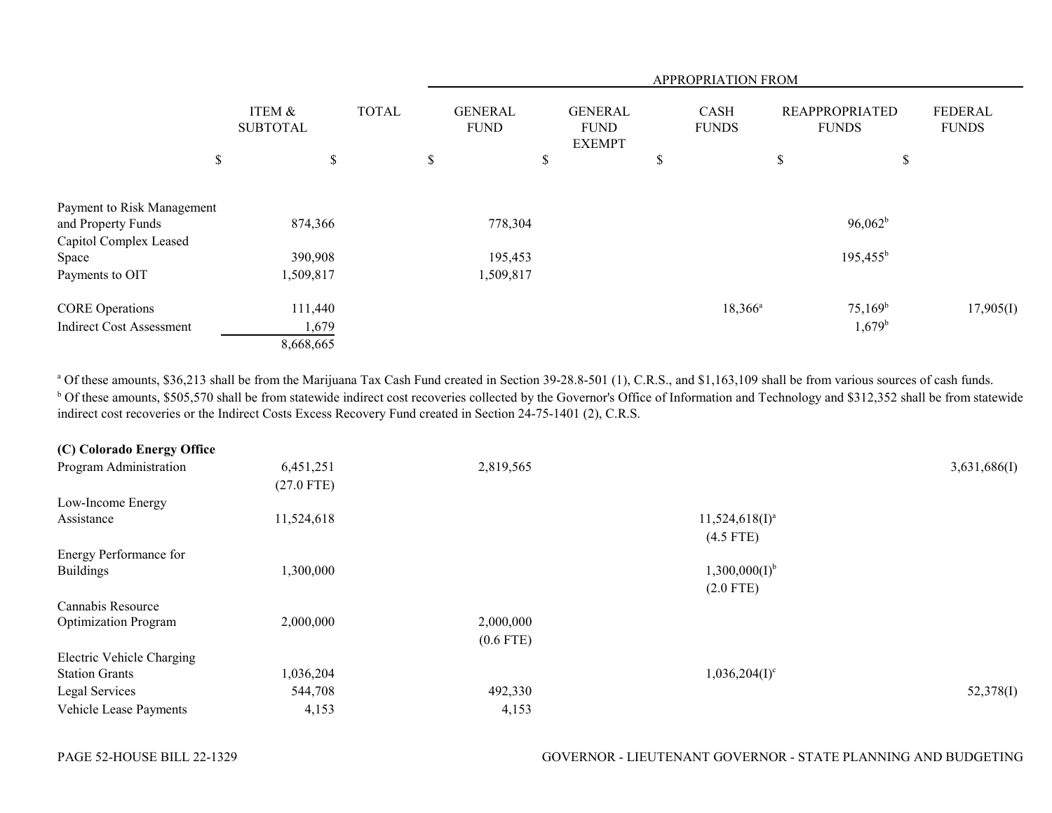| | ITEM & SUBTOTAL | TOTAL | APPROPRIATION FROM | | | | |
|---|---|---|---|---|---|---|---|
| | | | GENERAL FUND | GENERAL FUND EXEMPT | CASH FUNDS | REAPPROPRIATED FUNDS | FEDERAL FUNDS |
| | $ | $ | $ | $ | $ | $ | $ |
| Payment to Risk Management and Property Funds | 874,366 | | 778,304 | | | 96,062[b] | |
| Capitol Complex Leased Space | 390,908 | | 195,453 | | | 195,455[b] | |
| Payments to OIT | 1,509,817 | | 1,509,817 | | | | |
| CORE Operations | 111,440 | | | | 18,366[a] | 75,169[b] | 17,905(I) |
| Indirect Cost Assessment | 1,679 | | | | | 1,679[b] | |
| | 8,668,665 | | | | | | |

[a] Of these amounts, $36,213 shall be from the Marijuana Tax Cash Fund created in Section 39-28.8-501 (1), C.R.S., and $1,163,109 shall be from various sources of cash funds.
[b] Of these amounts, $505,570 shall be from statewide indirect cost recoveries collected by the Governor's Office of Information and Technology and $312,352 shall be from statewide indirect cost recoveries or the Indirect Costs Excess Recovery Fund created in Section 24-75-1401 (2), C.R.S.

| | ITEM & SUBTOTAL | TOTAL | GENERAL FUND | GENERAL FUND EXEMPT | CASH FUNDS | REAPPROPRIATED FUNDS | FEDERAL FUNDS |
|---|---|---|---|---|---|---|---|
| **(C) Colorado Energy Office** | | | | | | | |
| Program Administration | 6,451,251 (27.0 FTE) | | 2,819,565 | | | | 3,631,686(I) |
| Low-Income Energy Assistance | 11,524,618 | | | | 11,524,618(I)[a] (4.5 FTE) | | |
| Energy Performance for Buildings | 1,300,000 | | | | 1,300,000(I)[b] (2.0 FTE) | | |
| Cannabis Resource Optimization Program | 2,000,000 | | 2,000,000 (0.6 FTE) | | | | |
| Electric Vehicle Charging Station Grants | 1,036,204 | | | | 1,036,204(I)[c] | | |
| Legal Services | 544,708 | | 492,330 | | | | 52,378(I) |
| Vehicle Lease Payments | 4,153 | | 4,153 | | | | |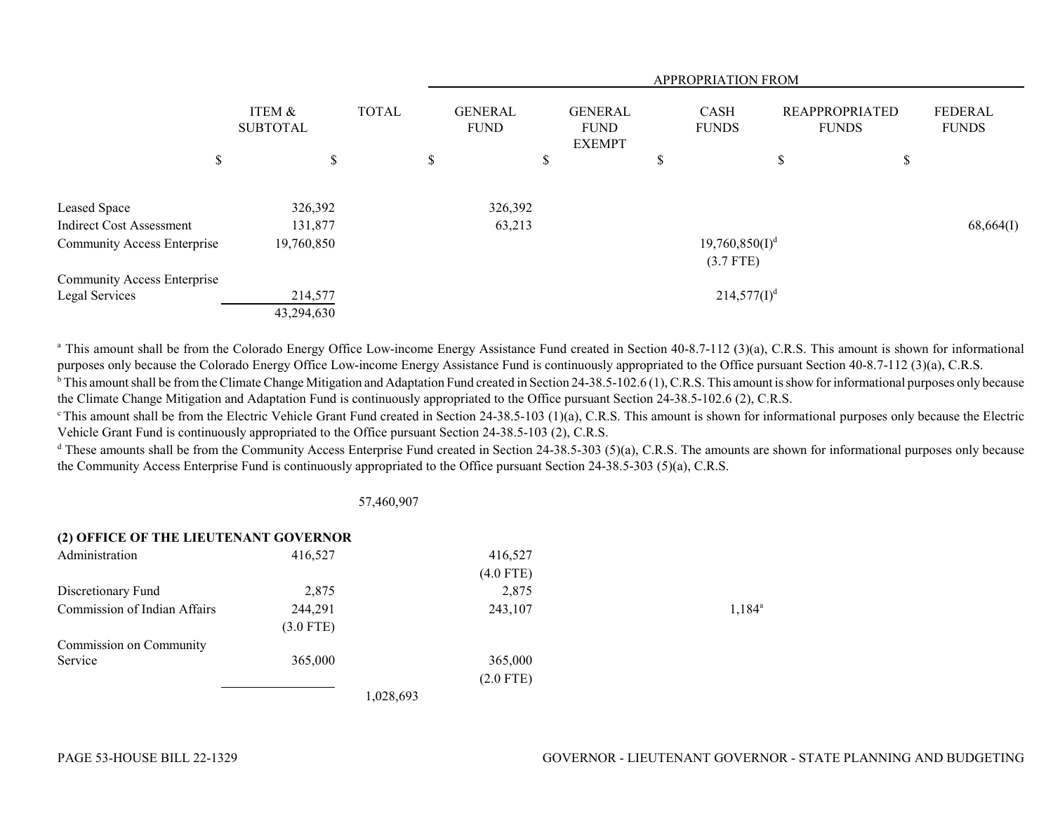| | ITEM & SUBTOTAL | TOTAL | GENERAL FUND | GENERAL FUND EXEMPT | CASH FUNDS | REAPPROPRIATED FUNDS | FEDERAL FUNDS |
|---|---|---|---|---|---|---|---|
| | $ | $ | $ | $ | $ | $ | $ |
| | | | | | | | |
| Leased Space | 326,392 | | 326,392 | | | | |
| Indirect Cost Assessment | 131,877 | | 63,213 | | | | 68,664(I) |
| Community Access Enterprise | 19,760,850 | | | | 19,760,850(I)[d] (3.7 FTE) | | |
| Community Access Enterprise Legal Services | 214,577 | | | | 214,577(I)[d] | | |
| | 43,294,630 | | | | | | |

[a] This amount shall be from the Colorado Energy Office Low-income Energy Assistance Fund created in Section 40-8.7-112 (3)(a), C.R.S. This amount is shown for informational purposes only because the Colorado Energy Office Low-income Energy Assistance Fund is continuously appropriated to the Office pursuant Section 40-8.7-112 (3)(a), C.R.S.

[b] This amount shall be from the Climate Change Mitigation and Adaptation Fund created in Section 24-38.5-102.6 (1), C.R.S. This amount is show for informational purposes only because the Climate Change Mitigation and Adaptation Fund is continuously appropriated to the Office pursuant Section 24-38.5-102.6 (2), C.R.S.

[c] This amount shall be from the Electric Vehicle Grant Fund created in Section 24-38.5-103 (1)(a), C.R.S. This amount is shown for informational purposes only because the Electric Vehicle Grant Fund is continuously appropriated to the Office pursuant Section 24-38.5-103 (2), C.R.S.

[d] These amounts shall be from the Community Access Enterprise Fund created in Section 24-38.5-303 (5)(a), C.R.S. The amounts are shown for informational purposes only because the Community Access Enterprise Fund is continuously appropriated to the Office pursuant Section 24-38.5-303 (5)(a), C.R.S.

| | ITEM & SUBTOTAL | TOTAL | GENERAL FUND | GENERAL FUND EXEMPT | CASH FUNDS | REAPPROPRIATED FUNDS | FEDERAL FUNDS |
|---|---|---|---|---|---|---|---|
| | | 57,460,907 | | | | | |
| **(2) OFFICE OF THE LIEUTENANT GOVERNOR** | | | | | | | |
| Administration | 416,527 | | 416,527 (4.0 FTE) | | | | |
| Discretionary Fund | 2,875 | | 2,875 | | | | |
| Commission of Indian Affairs | 244,291 (3.0 FTE) | | 243,107 | | 1,184[a] | | |
| Commission on Community Service | 365,000 | | 365,000 (2.0 FTE) | | | | |
| | | 1,028,693 | | | | | |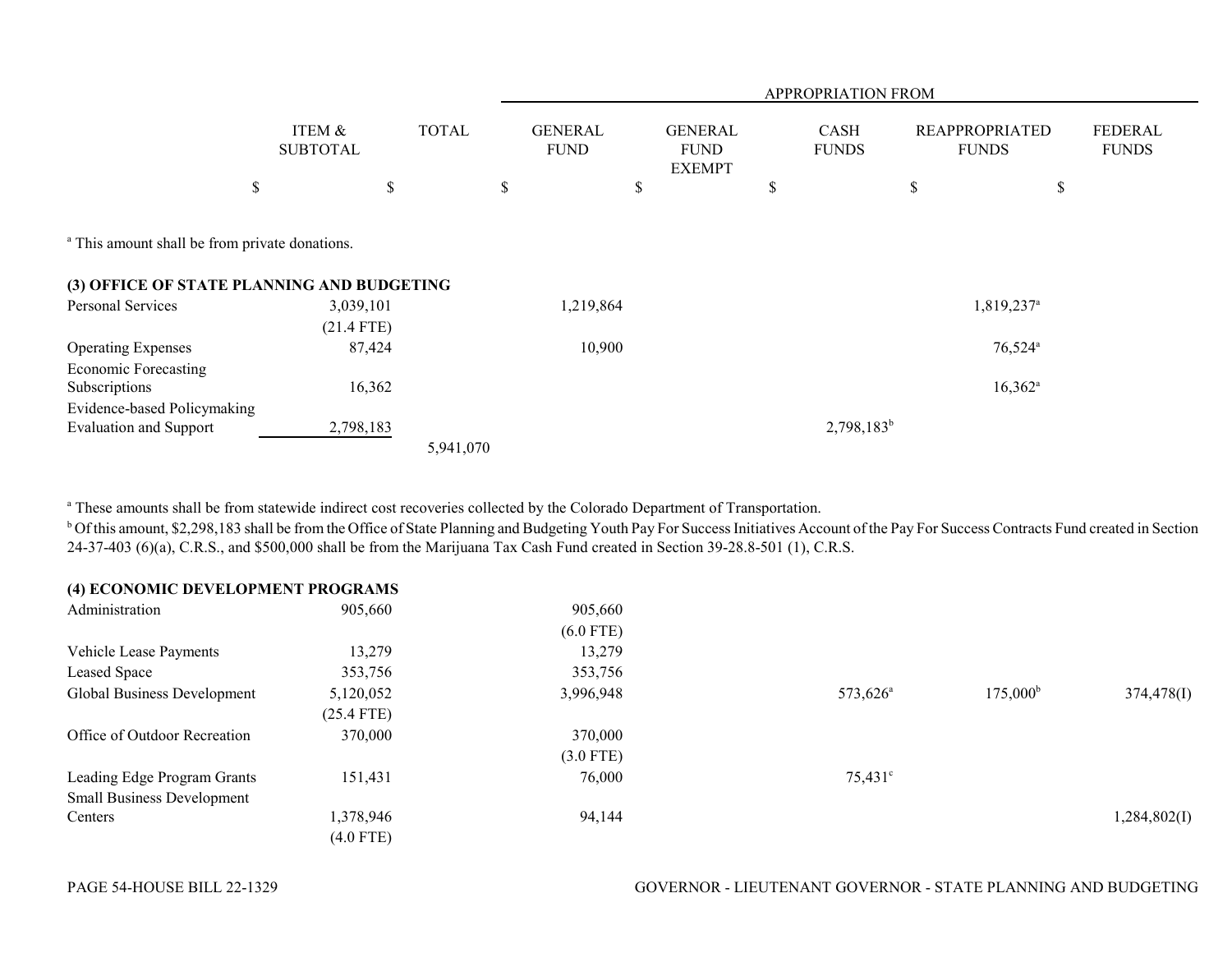| | ITEM & SUBTOTAL | TOTAL | APPROPRIATION FROM GENERAL FUND | GENERAL FUND EXEMPT | CASH FUNDS | REAPPROPRIATED FUNDS | FEDERAL FUNDS |
|---|---|---|---|---|---|---|---|
| | $ | $ | $ | $ | $ | $ | $ |

[a] This amount shall be from private donations.

**(3) OFFICE OF STATE PLANNING AND BUDGETING**

| | ITEM & SUBTOTAL | TOTAL | GENERAL FUND | GENERAL FUND EXEMPT | CASH FUNDS | REAPPROPRIATED FUNDS | FEDERAL FUNDS |
|---|---|---|---|---|---|---|---|
| Personal Services | 3,039,101 (21.4 FTE) | | 1,219,864 | | | 1,819,237[a] | |
| Operating Expenses | 87,424 | | 10,900 | | | 76,524[a] | |
| Economic Forecasting Subscriptions | 16,362 | | | | | 16,362[a] | |
| Evidence-based Policymaking Evaluation and Support | 2,798,183 | | | | 2,798,183[b] | | |
| | | 5,941,070 | | | | | |

[a] These amounts shall be from statewide indirect cost recoveries collected by the Colorado Department of Transportation.

[b] Of this amount, $2,298,183 shall be from the Office of State Planning and Budgeting Youth Pay For Success Initiatives Account of the Pay For Success Contracts Fund created in Section 24-37-403 (6)(a), C.R.S., and $500,000 shall be from the Marijuana Tax Cash Fund created in Section 39-28.8-501 (1), C.R.S.

**(4) ECONOMIC DEVELOPMENT PROGRAMS**

| | ITEM & SUBTOTAL | TOTAL | GENERAL FUND | GENERAL FUND EXEMPT | CASH FUNDS | REAPPROPRIATED FUNDS | FEDERAL FUNDS |
|---|---|---|---|---|---|---|---|
| Administration | 905,660 | | 905,660 (6.0 FTE) | | | | |
| Vehicle Lease Payments | 13,279 | | 13,279 | | | | |
| Leased Space | 353,756 | | 353,756 | | | | |
| Global Business Development | 5,120,052 (25.4 FTE) | | 3,996,948 | | 573,626[a] | 175,000[b] | 374,478(I) |
| Office of Outdoor Recreation | 370,000 | | 370,000 (3.0 FTE) | | | | |
| Leading Edge Program Grants | 151,431 | | 76,000 | | 75,431[c] | | |
| Small Business Development Centers | 1,378,946 (4.0 FTE) | | 94,144 | | | | 1,284,802(I) |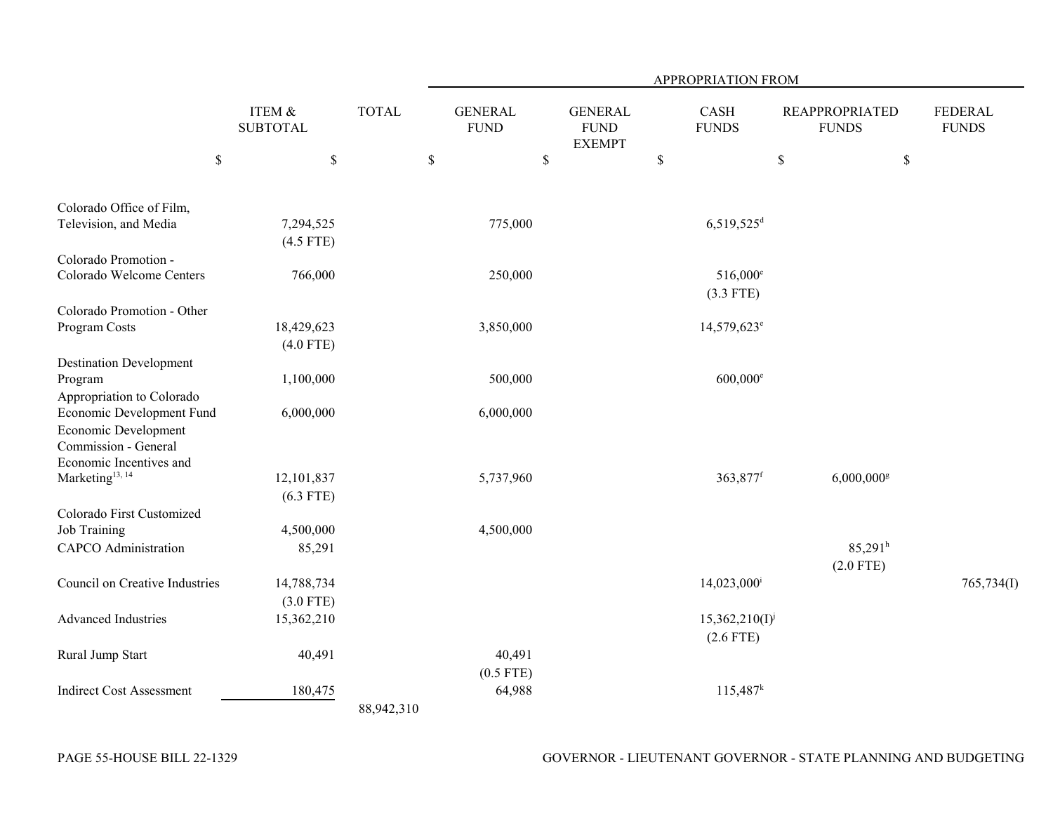| | ITEM & SUBTOTAL | TOTAL | APPROPRIATION FROM GENERAL FUND | GENERAL FUND EXEMPT | CASH FUNDS | REAPPROPRIATED FUNDS | FEDERAL FUNDS |
|---|---|---|---|---|---|---|---|
| | $ | $ | $ | $ | $ | $ | $ |
| Colorado Office of Film, Television, and Media | 7,294,525 (4.5 FTE) | | 775,000 | | 6,519,525[d] | | |
| Colorado Promotion - Colorado Welcome Centers | 766,000 | | 250,000 | | 516,000[e] (3.3 FTE) | | |
| Colorado Promotion - Other Program Costs | 18,429,623 (4.0 FTE) | | 3,850,000 | | 14,579,623[e] | | |
| Destination Development Program | 1,100,000 | | 500,000 | | 600,000[e] | | |
| Appropriation to Colorado Economic Development Fund | 6,000,000 | | 6,000,000 | | | | |
| Economic Development Commission - General Economic Incentives and Marketing[13, 14] | 12,101,837 (6.3 FTE) | | 5,737,960 | | 363,877[f] | 6,000,000[g] | |
| Colorado First Customized Job Training | 4,500,000 | | 4,500,000 | | | | |
| CAPCO Administration | 85,291 | | | | | 85,291[h] (2.0 FTE) | |
| Council on Creative Industries | 14,788,734 (3.0 FTE) | | | | 14,023,000[i] | | 765,734(I) |
| Advanced Industries | 15,362,210 | | | | 15,362,210(I)[j] (2.6 FTE) | | |
| Rural Jump Start | 40,491 | | 40,491 (0.5 FTE) | | | | |
| Indirect Cost Assessment | 180,475 | | 64,988 | | 115,487[k] | | |
| | | 88,942,310 | | | | | |

PAGE 55-HOUSE BILL 22-1329

GOVERNOR - LIEUTENANT GOVERNOR - STATE PLANNING AND BUDGETING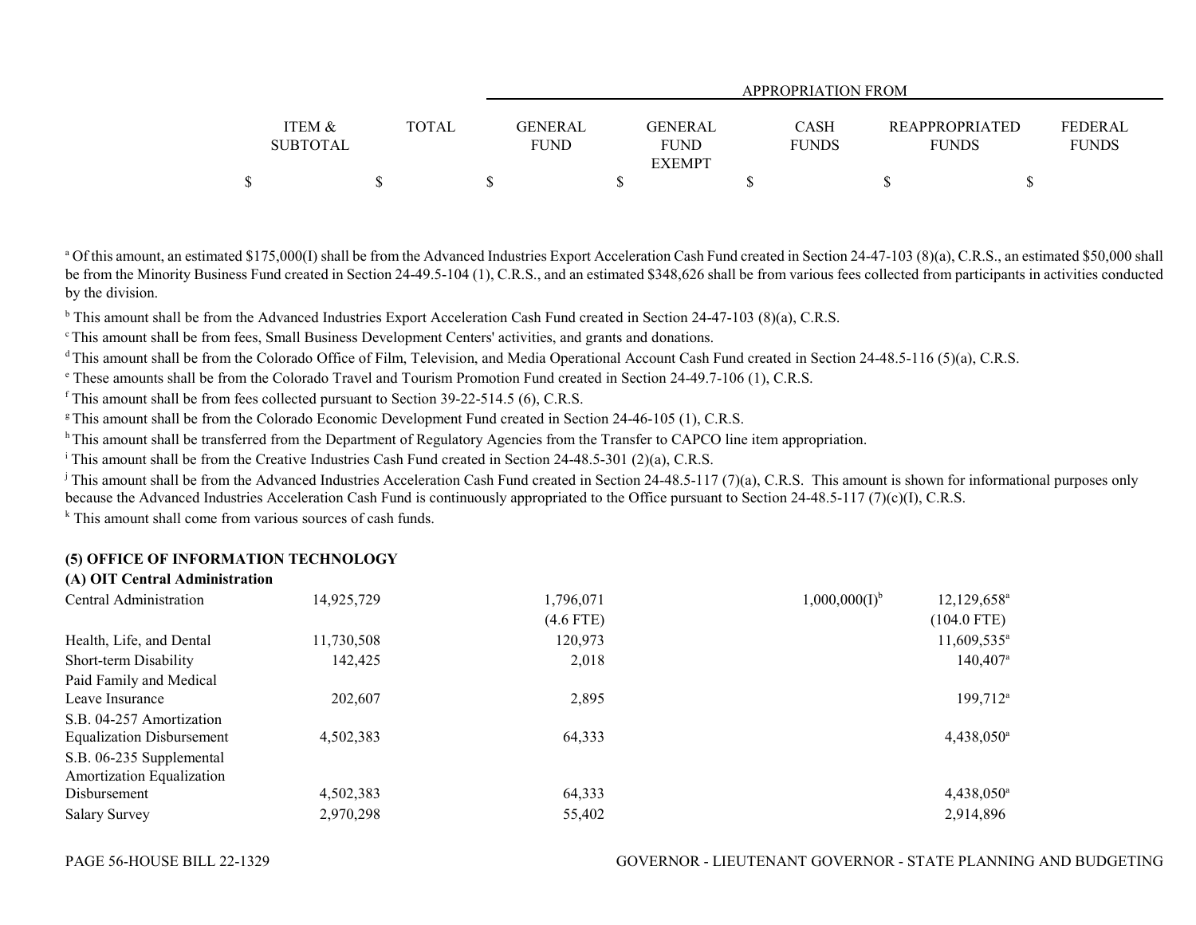| | ITEM & SUBTOTAL | TOTAL | APPROPRIATION FROM | | | | |
|---|---|---|---|---|---|---|---|
| | | | GENERAL FUND | GENERAL FUND EXEMPT | CASH FUNDS | REAPPROPRIATED FUNDS | FEDERAL FUNDS |
| | $ | $ | $ | $ | $ | $ | $ |

[a] Of this amount, an estimated $175,000(I) shall be from the Advanced Industries Export Acceleration Cash Fund created in Section 24-47-103 (8)(a), C.R.S., an estimated $50,000 shall be from the Minority Business Fund created in Section 24-49.5-104 (1), C.R.S., and an estimated $348,626 shall be from various fees collected from participants in activities conducted by the division.

[b] This amount shall be from the Advanced Industries Export Acceleration Cash Fund created in Section 24-47-103 (8)(a), C.R.S.

[c] This amount shall be from fees, Small Business Development Centers' activities, and grants and donations.

[d] This amount shall be from the Colorado Office of Film, Television, and Media Operational Account Cash Fund created in Section 24-48.5-116 (5)(a), C.R.S.

[e] These amounts shall be from the Colorado Travel and Tourism Promotion Fund created in Section 24-49.7-106 (1), C.R.S.

[f] This amount shall be from fees collected pursuant to Section 39-22-514.5 (6), C.R.S.

[g] This amount shall be from the Colorado Economic Development Fund created in Section 24-46-105 (1), C.R.S.

[h] This amount shall be transferred from the Department of Regulatory Agencies from the Transfer to CAPCO line item appropriation.

[i] This amount shall be from the Creative Industries Cash Fund created in Section 24-48.5-301 (2)(a), C.R.S.

[j] This amount shall be from the Advanced Industries Acceleration Cash Fund created in Section 24-48.5-117 (7)(a), C.R.S. This amount is shown for informational purposes only because the Advanced Industries Acceleration Cash Fund is continuously appropriated to the Office pursuant to Section 24-48.5-117 (7)(c)(I), C.R.S.

[k] This amount shall come from various sources of cash funds.

**(5) OFFICE OF INFORMATION TECHNOLOGY**

**(A) OIT Central Administration**

| | ITEM & SUBTOTAL | TOTAL | GENERAL FUND | GENERAL FUND EXEMPT | CASH FUNDS | REAPPROPRIATED FUNDS | FEDERAL FUNDS |
|---|---|---|---|---|---|---|---|
| Central Administration | 14,925,729 | | 1,796,071 | | 1,000,000(I)[b] | 12,129,658[a] | |
| | | | (4.6 FTE) | | | (104.0 FTE) | |
| Health, Life, and Dental | 11,730,508 | | 120,973 | | | 11,609,535[a] | |
| Short-term Disability | 142,425 | | 2,018 | | | 140,407[a] | |
| Paid Family and Medical Leave Insurance | 202,607 | | 2,895 | | | 199,712[a] | |
| S.B. 04-257 Amortization Equalization Disbursement | 4,502,383 | | 64,333 | | | 4,438,050[a] | |
| S.B. 06-235 Supplemental Amortization Equalization Disbursement | 4,502,383 | | 64,333 | | | 4,438,050[a] | |
| Salary Survey | 2,970,298 | | 55,402 | | | 2,914,896 | |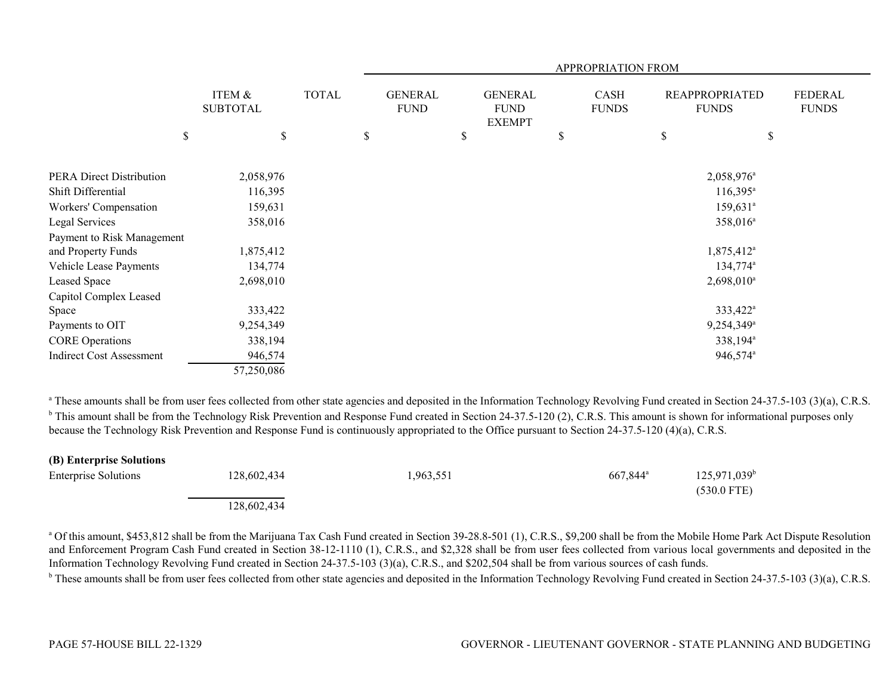| | ITEM & SUBTOTAL | TOTAL | APPROPRIATION FROM GENERAL FUND | GENERAL FUND EXEMPT | CASH FUNDS | REAPPROPRIATED FUNDS | FEDERAL FUNDS |
|---|---|---|---|---|---|---|---|
| | $ | $ | $ | $ | $ | $ | $ |
| PERA Direct Distribution | 2,058,976 | | | | | 2,058,976[a] | |
| Shift Differential | 116,395 | | | | | 116,395[a] | |
| Workers' Compensation | 159,631 | | | | | 159,631[a] | |
| Legal Services | 358,016 | | | | | 358,016[a] | |
| Payment to Risk Management and Property Funds | 1,875,412 | | | | | 1,875,412[a] | |
| Vehicle Lease Payments | 134,774 | | | | | 134,774[a] | |
| Leased Space | 2,698,010 | | | | | 2,698,010[a] | |
| Capitol Complex Leased Space | 333,422 | | | | | 333,422[a] | |
| Payments to OIT | 9,254,349 | | | | | 9,254,349[a] | |
| CORE Operations | 338,194 | | | | | 338,194[a] | |
| Indirect Cost Assessment | 946,574 | | | | | 946,574[a] | |
| | 57,250,086 | | | | | | |

[a] These amounts shall be from user fees collected from other state agencies and deposited in the Information Technology Revolving Fund created in Section 24-37.5-103 (3)(a), C.R.S.
[b] This amount shall be from the Technology Risk Prevention and Response Fund created in Section 24-37.5-120 (2), C.R.S. This amount is shown for informational purposes only because the Technology Risk Prevention and Response Fund is continuously appropriated to the Office pursuant to Section 24-37.5-120 (4)(a), C.R.S.

**(B) Enterprise Solutions**

| | ITEM & SUBTOTAL | TOTAL | GENERAL FUND | GENERAL FUND EXEMPT | CASH FUNDS | REAPPROPRIATED FUNDS | FEDERAL FUNDS |
|---|---|---|---|---|---|---|---|
| Enterprise Solutions | 128,602,434 | | 1,963,551 | | 667,844[a] | 125,971,039[b] (530.0 FTE) | |
| | 128,602,434 | | | | | | |

[a] Of this amount, $453,812 shall be from the Marijuana Tax Cash Fund created in Section 39-28.8-501 (1), C.R.S., $9,200 shall be from the Mobile Home Park Act Dispute Resolution and Enforcement Program Cash Fund created in Section 38-12-1110 (1), C.R.S., and $2,328 shall be from user fees collected from various local governments and deposited in the Information Technology Revolving Fund created in Section 24-37.5-103 (3)(a), C.R.S., and $202,504 shall be from various sources of cash funds.
[b] These amounts shall be from user fees collected from other state agencies and deposited in the Information Technology Revolving Fund created in Section 24-37.5-103 (3)(a), C.R.S.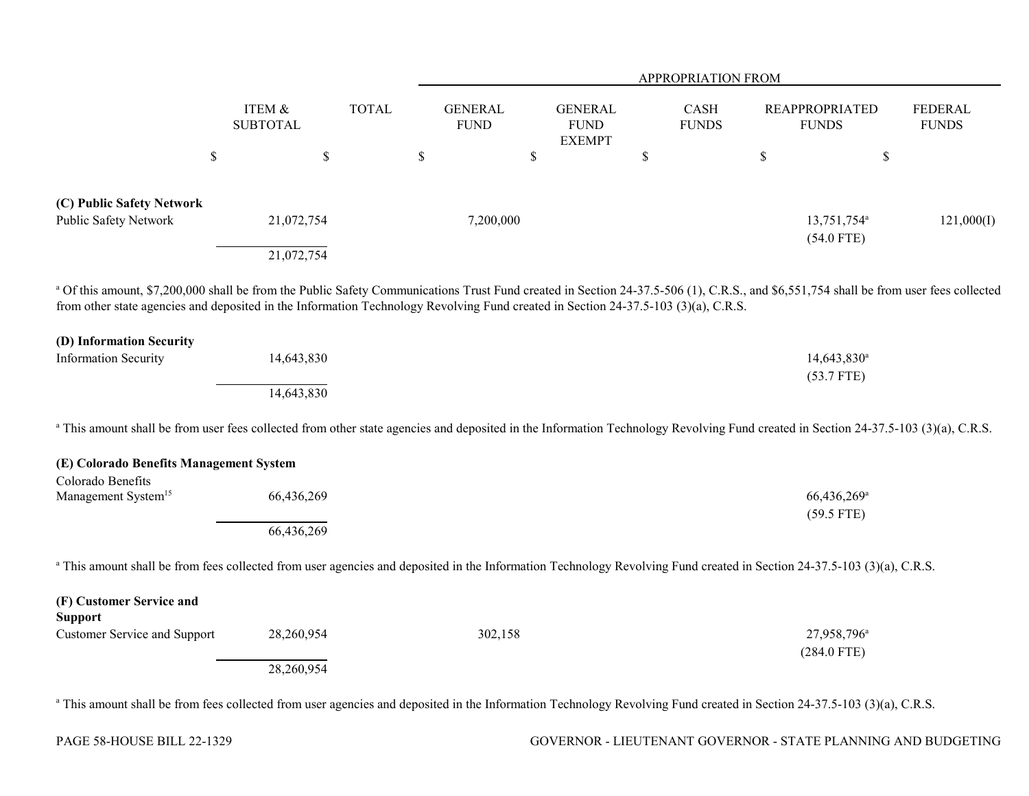| | ITEM & SUBTOTAL | TOTAL | APPROPRIATION FROM GENERAL FUND | GENERAL FUND EXEMPT | CASH FUNDS | REAPPROPRIATED FUNDS | FEDERAL FUNDS |
|---|---|---|---|---|---|---|---|
| | $ | $ | $ | $ | $ | $ | $ |
| **(C) Public Safety Network** | | | | | | | |
| Public Safety Network | 21,072,754 | | 7,200,000 | | | 13,751,754[a] (54.0 FTE) | 121,000(I) |
| | 21,072,754 | | | | | | |

[a] Of this amount, $7,200,000 shall be from the Public Safety Communications Trust Fund created in Section 24-37.5-506 (1), C.R.S., and $6,551,754 shall be from user fees collected from other state agencies and deposited in the Information Technology Revolving Fund created in Section 24-37.5-103 (3)(a), C.R.S.

| | ITEM & SUBTOTAL | TOTAL | GENERAL FUND | GENERAL FUND EXEMPT | CASH FUNDS | REAPPROPRIATED FUNDS | FEDERAL FUNDS |
|---|---|---|---|---|---|---|---|
| **(D) Information Security** | | | | | | | |
| Information Security | 14,643,830 | | | | | 14,643,830[a] (53.7 FTE) | |
| | 14,643,830 | | | | | | |

[a] This amount shall be from user fees collected from other state agencies and deposited in the Information Technology Revolving Fund created in Section 24-37.5-103 (3)(a), C.R.S.

| | ITEM & SUBTOTAL | TOTAL | GENERAL FUND | GENERAL FUND EXEMPT | CASH FUNDS | REAPPROPRIATED FUNDS | FEDERAL FUNDS |
|---|---|---|---|---|---|---|---|
| **(E) Colorado Benefits Management System** | | | | | | | |
| Colorado Benefits Management System[15] | 66,436,269 | | | | | 66,436,269[a] (59.5 FTE) | |
| | 66,436,269 | | | | | | |

[a] This amount shall be from fees collected from user agencies and deposited in the Information Technology Revolving Fund created in Section 24-37.5-103 (3)(a), C.R.S.

| | ITEM & SUBTOTAL | TOTAL | GENERAL FUND | GENERAL FUND EXEMPT | CASH FUNDS | REAPPROPRIATED FUNDS | FEDERAL FUNDS |
|---|---|---|---|---|---|---|---|
| **(F) Customer Service and Support** | | | | | | | |
| Customer Service and Support | 28,260,954 | | 302,158 | | | 27,958,796[a] (284.0 FTE) | |
| | 28,260,954 | | | | | | |

[a] This amount shall be from fees collected from user agencies and deposited in the Information Technology Revolving Fund created in Section 24-37.5-103 (3)(a), C.R.S.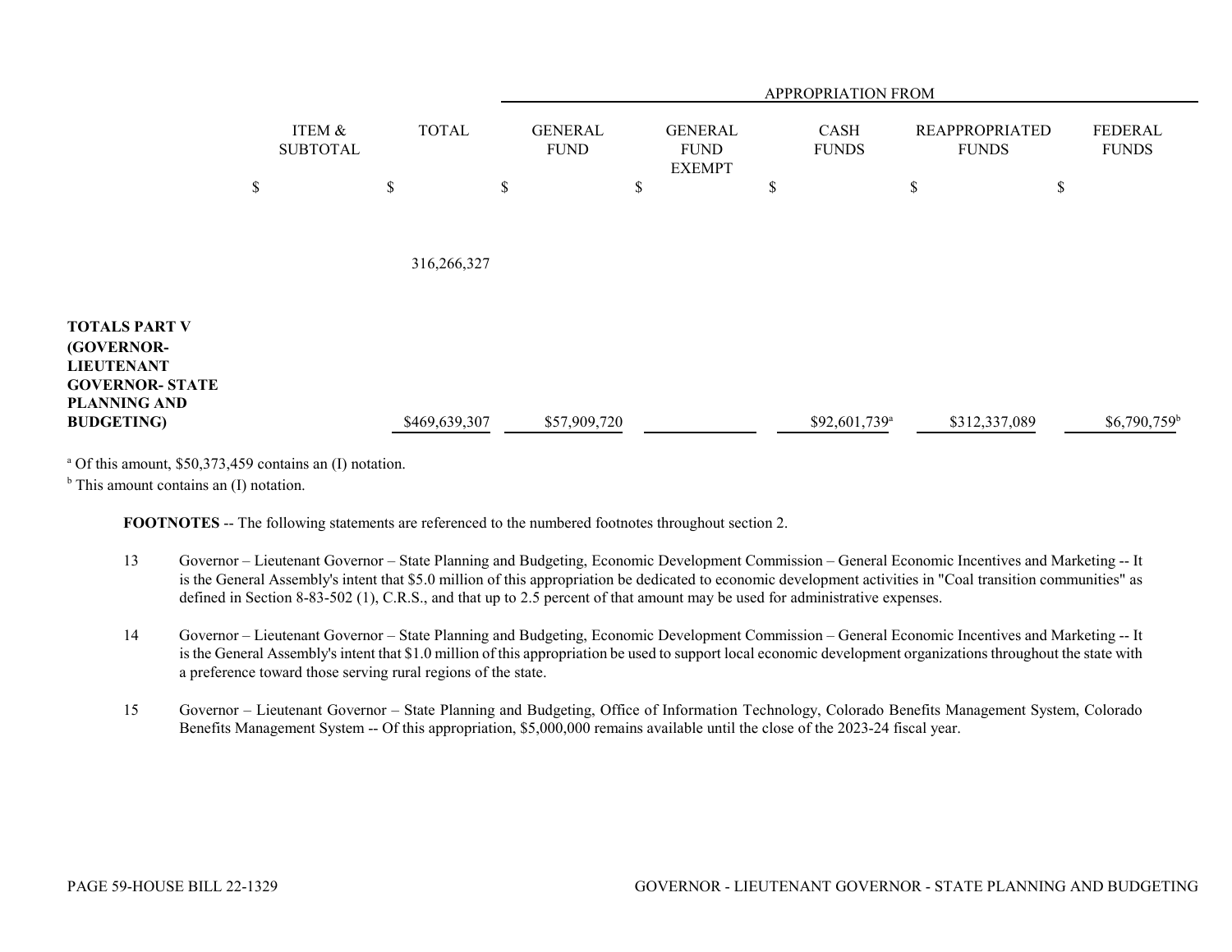| | ITEM & SUBTOTAL | TOTAL | APPROPRIATION FROM | | | | |
|---|---|---|---|---|---|---|---|
| | | | GENERAL FUND | GENERAL FUND EXEMPT | CASH FUNDS | REAPPROPRIATED FUNDS | FEDERAL FUNDS |
| | $ | $ | $ | $ | $ | $ | $ |
| | | 316,266,327 | | | | | |
| **TOTALS PART V (GOVERNOR-LIEUTENANT GOVERNOR- STATE PLANNING AND BUDGETING)** | | $469,639,307 | $57,909,720 | | $92,601,739[a] | $312,337,089 | $6,790,759[b] |

[a] Of this amount, $50,373,459 contains an (I) notation.

[b] This amount contains an (I) notation.

**FOOTNOTES** -- The following statements are referenced to the numbered footnotes throughout section 2.

13 Governor – Lieutenant Governor – State Planning and Budgeting, Economic Development Commission – General Economic Incentives and Marketing -- It is the General Assembly's intent that $5.0 million of this appropriation be dedicated to economic development activities in "Coal transition communities" as defined in Section 8-83-502 (1), C.R.S., and that up to 2.5 percent of that amount may be used for administrative expenses.

14 Governor – Lieutenant Governor – State Planning and Budgeting, Economic Development Commission – General Economic Incentives and Marketing -- It is the General Assembly's intent that $1.0 million of this appropriation be used to support local economic development organizations throughout the state with a preference toward those serving rural regions of the state.

15 Governor – Lieutenant Governor – State Planning and Budgeting, Office of Information Technology, Colorado Benefits Management System, Colorado Benefits Management System -- Of this appropriation, $5,000,000 remains available until the close of the 2023-24 fiscal year.